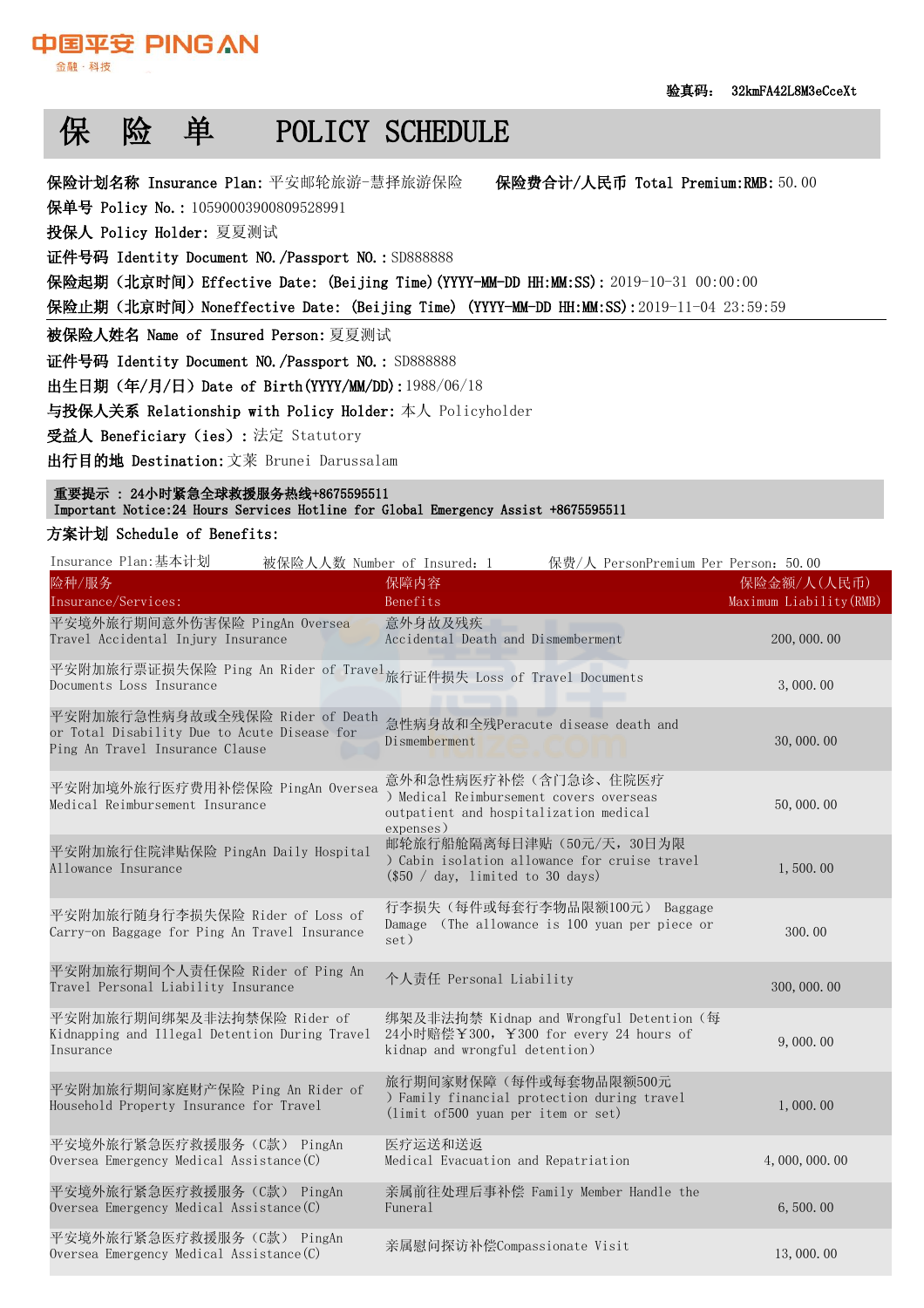中国平安 PING AN
金融·科技

验真码: 32kmFA42L8M3eCceXt

# 保 险 单 POLICY SCHEDULE

**保险计划名称 Insurance Plan:** 平安邮轮旅游-慧择旅游保险 **保险费合计/人民币 Total Premium:RMB:** 50.00
**保单号 Policy No.:** 10590003900809528991
**投保人 Policy Holder:** 夏夏测试
**证件号码 Identity Document NO./Passport NO.:** SD888888
**保险起期(北京时间)Effective Date: (Beijing Time)(YYYY-MM-DD HH:MM:SS):** 2019-10-31 00:00:00
**保险止期(北京时间)Noneffective Date: (Beijing Time) (YYYY-MM-DD HH:MM:SS):** 2019-11-04 23:59:59

---

**被保险人姓名 Name of Insured Person:** 夏夏测试
**证件号码 Identity Document NO./Passport NO.:** SD888888
**出生日期(年/月/日)Date of Birth(YYYY/MM/DD):** 1988/06/18
**与投保人关系 Relationship with Policy Holder:** 本人 Policyholder
**受益人 Beneficiary (ies):** 法定 Statutory
**出行目的地 Destination:** 文莱 Brunei Darussalam

**重要提示 : 24小时紧急全球救援服务热线+8675595511**
**Important Notice:24 Hours Services Hotline for Global Emergency Assist +8675595511**

**方案计划 Schedule of Benefits:**

Insurance Plan:基本计划 被保险人人数 Number of Insured: 1 保费/人 PersonPremium Per Person: 50.00

| 险种/服务 Insurance/Services: | 保障内容 Benefits | 保险金额/人(人民币) Maximum Liability(RMB) |
|---|---|---|
| 平安境外旅行期间意外伤害保险 PingAn Oversea Travel Accidental Injury Insurance | 意外身故及残疾 Accidental Death and Dismemberment | 200,000.00 |
| 平安附加旅行票证损失保险 Ping An Rider of Travel Documents Loss Insurance | 旅行证件损失 Loss of Travel Documents | 3,000.00 |
| 平安附加旅行急性病身故或全残保险 Rider of Death or Total Disability Due to Acute Disease for Ping An Travel Insurance Clause | 急性病身故和全残Peracute disease death and Dismemberment | 30,000.00 |
| 平安附加境外旅行医疗费用补偿保险 PingAn Oversea Medical Reimbursement Insurance | 意外和急性病医疗补偿(含门急诊、住院医疗) Medical Reimbursement covers overseas outpatient and hospitalization medical expenses) | 50,000.00 |
| 平安附加旅行住院津贴保险 PingAn Daily Hospital Allowance Insurance | 邮轮旅行船舱隔离每日津贴(50元/天,30日为限) Cabin isolation allowance for cruise travel ($50 / day, limited to 30 days) | 1,500.00 |
| 平安附加旅行随身行李损失保险 Rider of Loss of Carry-on Baggage for Ping An Travel Insurance | 行李损失(每件或每套行李物品限额100元) Baggage Damage (The allowance is 100 yuan per piece or set) | 300.00 |
| 平安附加旅行期间个人责任保险 Rider of Ping An Travel Personal Liability Insurance | 个人责任 Personal Liability | 300,000.00 |
| 平安附加旅行期间绑架及非法拘禁保险 Rider of Kidnapping and Illegal Detention During Travel Insurance | 绑架及非法拘禁 Kidnap and Wrongful Detention(每24小时赔偿¥300, ¥300 for every 24 hours of kidnap and wrongful detention) | 9,000.00 |
| 平安附加旅行期间家庭财产保险 Ping An Rider of Household Property Insurance for Travel | 旅行期间家财保障(每件或每套物品限额500元) Family financial protection during travel (limit of500 yuan per item or set) | 1,000.00 |
| 平安境外旅行紧急医疗救援服务(C款) PingAn Oversea Emergency Medical Assistance(C) | 医疗运送和送返 Medical Evacuation and Repatriation | 4,000,000.00 |
| 平安境外旅行紧急医疗救援服务(C款) PingAn Oversea Emergency Medical Assistance(C) | 亲属前往处理后事补偿 Family Member Handle the Funeral | 6,500.00 |
| 平安境外旅行紧急医疗救援服务(C款) PingAn Oversea Emergency Medical Assistance(C) | 亲属慰问探访补偿Compassionate Visit | 13,000.00 |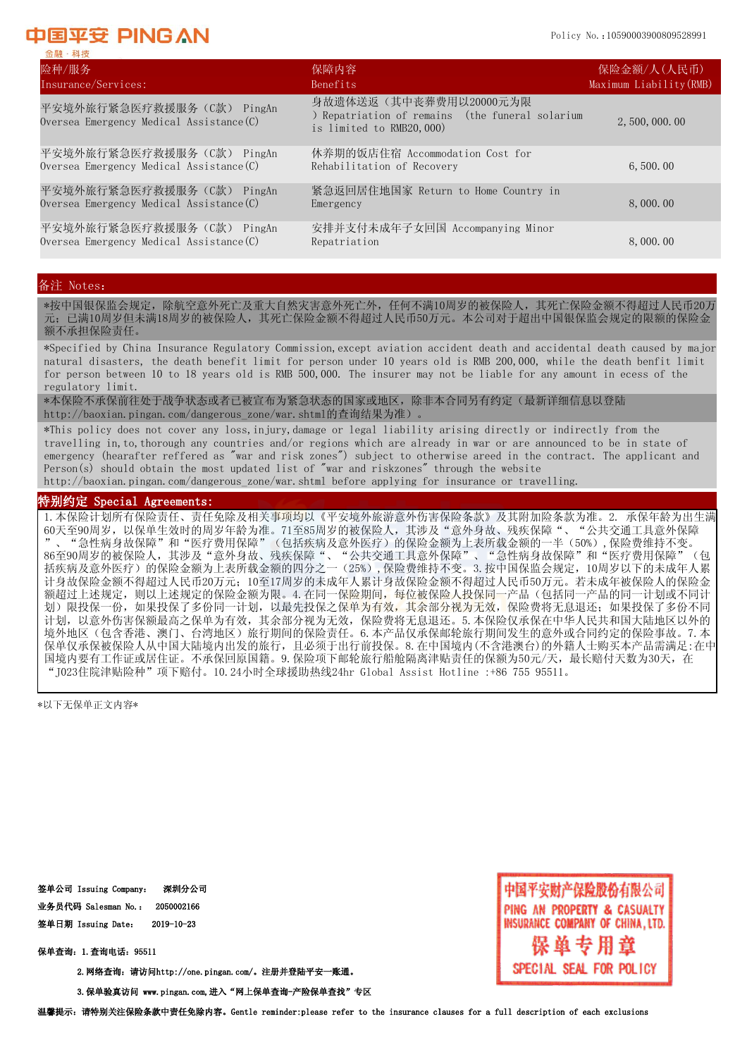Policy No.:10590003900809528991

| 险种/服务 Insurance/Services: | 保障内容 Benefits | 保险金额/人(人民币) Maximum Liability(RMB) |
|---|---|---|
| 平安境外旅行紧急医疗救援服务（C款） PingAn Oversea Emergency Medical Assistance(C) | 身故遗体送返（其中丧葬费用以20000元为限 ) Repatriation of remains (the funeral solarium is limited to RMB20,000) | 2,500,000.00 |
| 平安境外旅行紧急医疗救援服务（C款） PingAn Oversea Emergency Medical Assistance(C) | 休养期的饭店住宿 Accommodation Cost for Rehabilitation of Recovery | 6,500.00 |
| 平安境外旅行紧急医疗救援服务（C款） PingAn Oversea Emergency Medical Assistance(C) | 紧急返回居住地国家 Return to Home Country in Emergency | 8,000.00 |
| 平安境外旅行紧急医疗救援服务（C款） PingAn Oversea Emergency Medical Assistance(C) | 安排并支付未成年子女回国 Accompanying Minor Repatriation | 8,000.00 |

## 备注 Notes:

*按中国银保监会规定，除航空意外死亡及重大自然灾害意外死亡外，任何不满10周岁的被保险人，其死亡保险金额不得超过人民币20万元；已满10周岁但未满18周岁的被保险人，其死亡保险金额不得超过人民币50万元。本公司对于超出中国银保监会规定的限额的保险金额不承担保险责任。

*Specified by China Insurance Regulatory Commission,except aviation accident death and accidental death caused by major natural disasters, the death benefit limit for person under 10 years old is RMB 200,000, while the death benfit limit for person between 10 to 18 years old is RMB 500,000. The insurer may not be liable for any amount in ecess of the regulatory limit.

*本保险不承保前往处于战争状态或者已被宣布为紧急状态的国家或地区，除非本合同另有约定（最新详细信息以登陆http://baoxian.pingan.com/dangerous_zone/war.shtml的查询结果为准）。

*This policy does not cover any loss,injury,damage or legal liability arising directly or indirectly from the travelling in,to,thorough any countries and/or regions which are already in war or are announced to be in state of emergency (hearafter reffered as "war and risk zones") subject to otherwise areed in the contract. The applicant and Person(s) should obtain the most updated list of "war and riskzones" through the website http://baoxian.pingan.com/dangerous_zone/war.shtml before applying for insurance or travelling.

## 特别约定 Special Agreements:

1.本保险计划所有保险责任、责任免除及相关事项均以《平安境外旅游意外伤害保险条款》及其附加险条款为准。2. 承保年龄为出生满60天至90周岁，以保单生效时的周岁年龄为准。71至85周岁的被保险人，其涉及“意外身故、残疾保障“、“公共交通工具意外保障”、“急性病身故保障”和“医疗费用保障”（包括疾病及意外医疗）的保险金额为上表所载金额的一半（50%），保险费维持不变。86至90周岁的被保险人，其涉及“意外身故、残疾保障“、“公共交通工具意外保障”、“急性病身故保障”和“医疗费用保障”（包括疾病及意外医疗）的保险金额为上表所载金额的四分之一（25%），保险费维持不变。3.按中国保监会规定，10周岁以下的未成年人累计身故保险金额不得超过人民币20万元；10至17周岁的未成年人累计身故保险金额不得超过人民币50万元。若未成年被保险人的保险金额超过上述规定，则以上述规定的保险金额为限。4.在同一保险期间，每位被保险人投保同一产品（包括同一产品的同一计划或不同计划）限投保一份，如果投保了多份同一计划，以最先投保之保单为有效，其余部分视为无效，保险费将无息退还；如果投保了多份不同计划，以意外伤害保额最高之保单为有效，其余部分视为无效，保险费将无息退还。5.本保险仅承保在中华人民共和国大陆地区以外的境外地区（包含香港、澳门、台湾地区）旅行期间的保险责任。6.本产品仅承保邮轮旅行期间发生的意外或合同约定的保险事故。7.本保单仅承保被保险人从中国大陆境内出发的旅行，且必须于出行前投保。8.在中国境内(不含港澳台)的外籍人士购买本产品需满足:在中国境内要有工作证或居住证。不承保回原国籍。9.保险项下邮轮旅行船舱隔离津贴责任的保额为50元/天，最长赔付天数为30天，在“J023住院津贴险种”项下赔付。10.24小时全球援助热线24hr Global Assist Hotline :+86 755 95511。

*以下无保单正文内容*

**签单公司 Issuing Company:** 深圳分公司

**业务员代码 Salesman No.:** 2050002166

**签单日期 Issuing Date:** 2019-10-23

中国平安财产保险股份有限公司 PING AN PROPERTY & CASUALTY INSURANCE COMPANY OF CHINA,LTD. 保单专用章 SPECIAL SEAL FOR POLICY

**保单查询：** 1.查询电话：95511

2.网络查询：请访问http://one.pingan.com/。注册并登陆平安一账通。

3.保单验真访问 www.pingan.com,进入“网上保单查询-产险保单查找”专区

**温馨提示：请特别关注保险条款中责任免除内容。Gentle reminder:please refer to the insurance clauses for a full description of each exclusions**